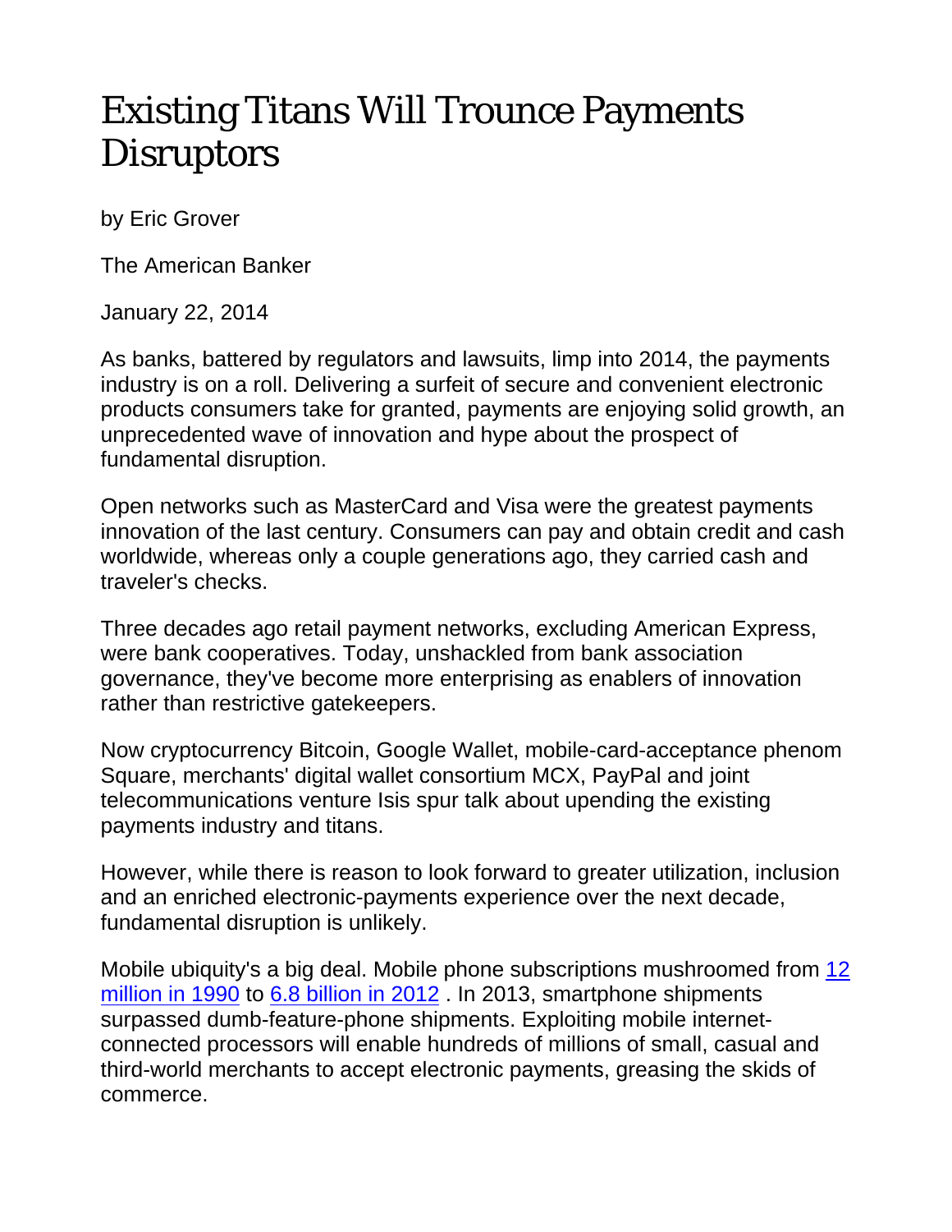# Existing Titans Will Trounce Payments Disruptors

by Eric Grover

The American Banker

January 22, 2014

As banks, battered by regulators and lawsuits, limp into 2014, the payments industry is on a roll. Delivering a surfeit of secure and convenient electronic products consumers take for granted, payments are enjoying solid growth, an unprecedented wave of innovation and hype about the prospect of fundamental disruption.

Open networks such as MasterCard and Visa were the greatest payments innovation of the last century. Consumers can pay and obtain credit and cash worldwide, whereas only a couple generations ago, they carried cash and traveler's checks.

Three decades ago retail payment networks, excluding American Express, were bank cooperatives. Today, unshackled from bank association governance, they've become more enterprising as enablers of innovation rather than restrictive gatekeepers.

Now cryptocurrency Bitcoin, Google Wallet, mobile-card-acceptance phenom Square, merchants' digital wallet consortium MCX, PayPal and joint telecommunications venture Isis spur talk about upending the existing payments industry and titans.

However, while there is reason to look forward to greater utilization, inclusion and an enriched electronic-payments experience over the next decade, fundamental disruption is unlikely.

Mobile ubiquity's a big deal. Mobile phone subscriptions mushroomed from 12 million in 1990 to 6.8 billion in 2012 . In 2013, smartphone shipments surpassed dumb-feature-phone shipments. Exploiting mobile internet-connected processors will enable hundreds of millions of small, casual and third-world merchants to accept electronic payments, greasing the skids of commerce.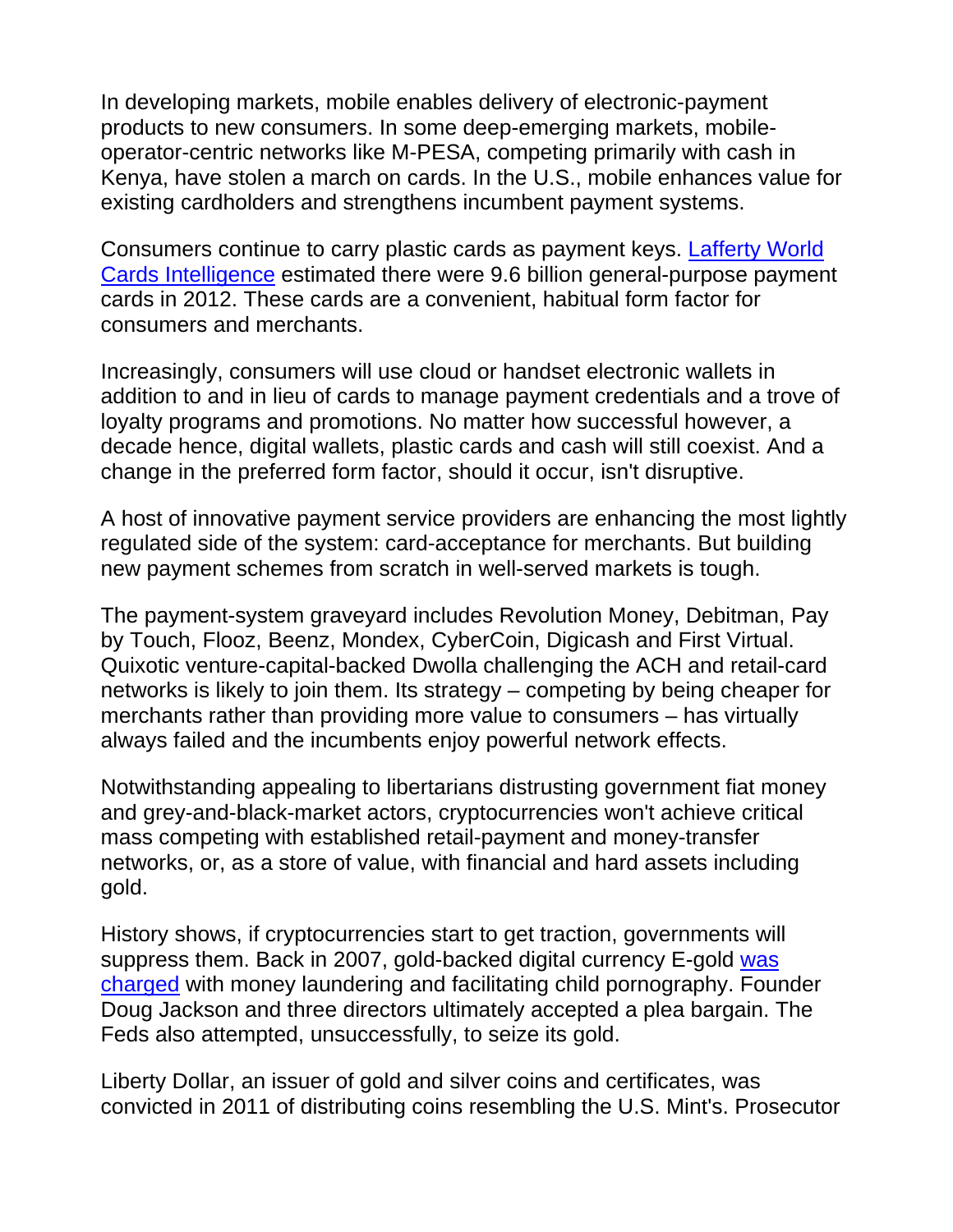In developing markets, mobile enables delivery of electronic-payment products to new consumers. In some deep-emerging markets, mobile-operator-centric networks like M-PESA, competing primarily with cash in Kenya, have stolen a march on cards. In the U.S., mobile enhances value for existing cardholders and strengthens incumbent payment systems.

Consumers continue to carry plastic cards as payment keys. [Lafferty World Cards Intelligence] estimated there were 9.6 billion general-purpose payment cards in 2012. These cards are a convenient, habitual form factor for consumers and merchants.

Increasingly, consumers will use cloud or handset electronic wallets in addition to and in lieu of cards to manage payment credentials and a trove of loyalty programs and promotions. No matter how successful however, a decade hence, digital wallets, plastic cards and cash will still coexist. And a change in the preferred form factor, should it occur, isn't disruptive.

A host of innovative payment service providers are enhancing the most lightly regulated side of the system: card-acceptance for merchants. But building new payment schemes from scratch in well-served markets is tough.

The payment-system graveyard includes Revolution Money, Debitman, Pay by Touch, Flooz, Beenz, Mondex, CyberCoin, Digicash and First Virtual. Quixotic venture-capital-backed Dwolla challenging the ACH and retail-card networks is likely to join them. Its strategy – competing by being cheaper for merchants rather than providing more value to consumers – has virtually always failed and the incumbents enjoy powerful network effects.

Notwithstanding appealing to libertarians distrusting government fiat money and grey-and-black-market actors, cryptocurrencies won't achieve critical mass competing with established retail-payment and money-transfer networks, or, as a store of value, with financial and hard assets including gold.

History shows, if cryptocurrencies start to get traction, governments will suppress them. Back in 2007, gold-backed digital currency E-gold [was charged] with money laundering and facilitating child pornography. Founder Doug Jackson and three directors ultimately accepted a plea bargain. The Feds also attempted, unsuccessfully, to seize its gold.

Liberty Dollar, an issuer of gold and silver coins and certificates, was convicted in 2011 of distributing coins resembling the U.S. Mint's. Prosecutor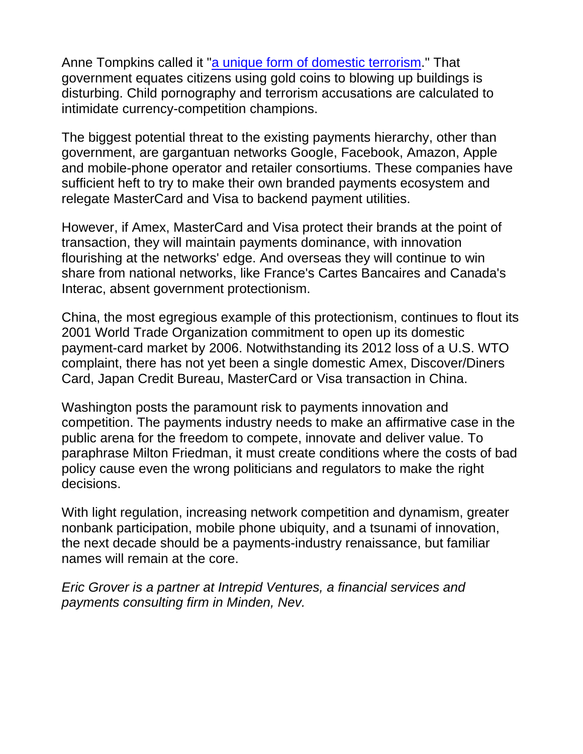Anne Tompkins called it "a unique form of domestic terrorism." That government equates citizens using gold coins to blowing up buildings is disturbing. Child pornography and terrorism accusations are calculated to intimidate currency-competition champions.

The biggest potential threat to the existing payments hierarchy, other than government, are gargantuan networks Google, Facebook, Amazon, Apple and mobile-phone operator and retailer consortiums. These companies have sufficient heft to try to make their own branded payments ecosystem and relegate MasterCard and Visa to backend payment utilities.

However, if Amex, MasterCard and Visa protect their brands at the point of transaction, they will maintain payments dominance, with innovation flourishing at the networks' edge. And overseas they will continue to win share from national networks, like France's Cartes Bancaires and Canada's Interac, absent government protectionism.

China, the most egregious example of this protectionism, continues to flout its 2001 World Trade Organization commitment to open up its domestic payment-card market by 2006. Notwithstanding its 2012 loss of a U.S. WTO complaint, there has not yet been a single domestic Amex, Discover/Diners Card, Japan Credit Bureau, MasterCard or Visa transaction in China.

Washington posts the paramount risk to payments innovation and competition. The payments industry needs to make an affirmative case in the public arena for the freedom to compete, innovate and deliver value. To paraphrase Milton Friedman, it must create conditions where the costs of bad policy cause even the wrong politicians and regulators to make the right decisions.

With light regulation, increasing network competition and dynamism, greater nonbank participation, mobile phone ubiquity, and a tsunami of innovation, the next decade should be a payments-industry renaissance, but familiar names will remain at the core.

*Eric Grover is a partner at Intrepid Ventures, a financial services and payments consulting firm in Minden, Nev.*